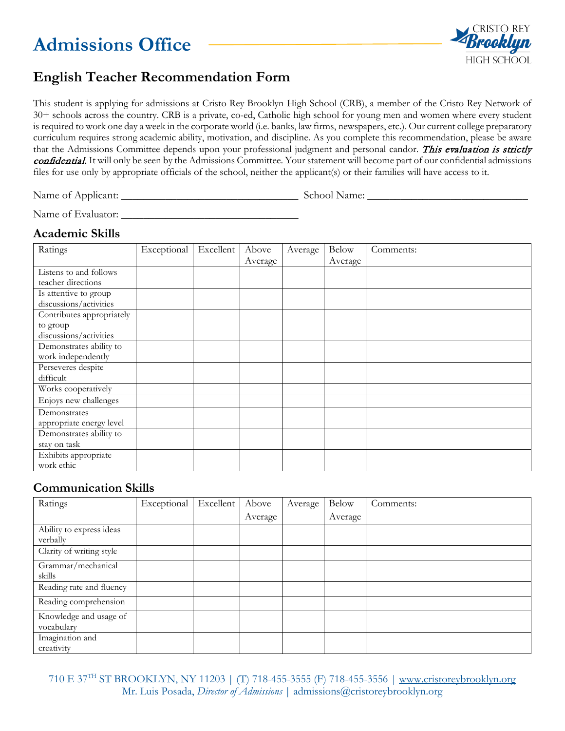# Admissions Office

CRISTO REY Brooklyn HIGH SCHOOL

## English Teacher Recommendation Form

This student is applying for admissions at Cristo Rey Brooklyn High School (CRB), a member of the Cristo Rey Network of 30+ schools across the country. CRB is a private, co-ed, Catholic high school for young men and women where every student is required to work one day a week in the corporate world (i.e. banks, law firms, newspapers, etc.). Our current college preparatory curriculum requires strong academic ability, motivation, and discipline. As you complete this recommendation, please be aware that the Admissions Committee depends upon your professional judgment and personal candor. ***This evaluation is strictly confidential.*** It will only be seen by the Admissions Committee. Your statement will become part of our confidential admissions files for use only by appropriate officials of the school, neither the applicant(s) or their families will have access to it.

Name of Applicant: _________________________________ School Name: ______________________________

Name of Evaluator: _________________________________

### Academic Skills

| Ratings | Exceptional | Excellent | Above Average | Average | Below Average | Comments: |
|---|---|---|---|---|---|---|
| Listens to and follows teacher directions | | | | | | |
| Is attentive to group discussions/activities | | | | | | |
| Contributes appropriately to group discussions/activities | | | | | | |
| Demonstrates ability to work independently | | | | | | |
| Perseveres despite difficult | | | | | | |
| Works cooperatively | | | | | | |
| Enjoys new challenges | | | | | | |
| Demonstrates appropriate energy level | | | | | | |
| Demonstrates ability to stay on task | | | | | | |
| Exhibits appropriate work ethic | | | | | | |

### Communication Skills

| Ratings | Exceptional | Excellent | Above Average | Average | Below Average | Comments: |
|---|---|---|---|---|---|---|
| Ability to express ideas verbally | | | | | | |
| Clarity of writing style | | | | | | |
| Grammar/mechanical skills | | | | | | |
| Reading rate and fluency | | | | | | |
| Reading comprehension | | | | | | |
| Knowledge and usage of vocabulary | | | | | | |
| Imagination and creativity | | | | | | |

710 E 37TH ST BROOKLYN, NY 11203 | (T) 718-455-3555 (F) 718-455-3556 | www.cristoreybrooklyn.org
Mr. Luis Posada, *Director of Admissions* | admissions@cristoreybrooklyn.org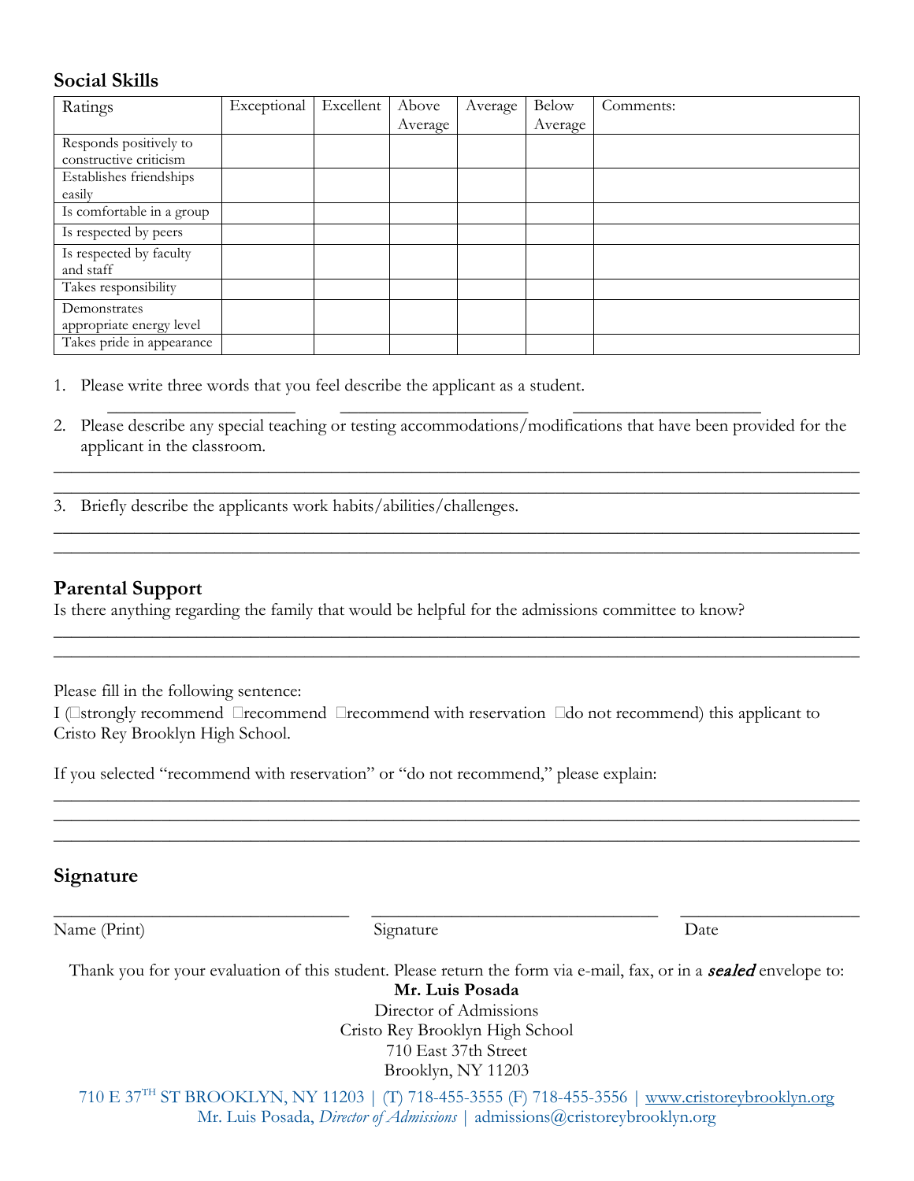## Social Skills

| Ratings | Exceptional | Excellent | Above Average | Average | Below Average | Comments: |
|---|---|---|---|---|---|---|
| Responds positively to constructive criticism | | | | | | |
| Establishes friendships easily | | | | | | |
| Is comfortable in a group | | | | | | |
| Is respected by peers | | | | | | |
| Is respected by faculty and staff | | | | | | |
| Takes responsibility | | | | | | |
| Demonstrates appropriate energy level | | | | | | |
| Takes pride in appearance | | | | | | |

1. Please write three words that you feel describe the applicant as a student.

   \_\_\_\_\_\_\_\_\_\_\_\_\_\_\_\_\_\_\_\_\_ \_\_\_\_\_\_\_\_\_\_\_\_\_\_\_\_\_\_\_\_\_ \_\_\_\_\_\_\_\_\_\_\_\_\_\_\_\_\_\_\_\_\_

2. Please describe any special teaching or testing accommodations/modifications that have been provided for the applicant in the classroom.

______________________________________________________________________________
______________________________________________________________________________

3. Briefly describe the applicants work habits/abilities/challenges.

______________________________________________________________________________
______________________________________________________________________________

## Parental Support

Is there anything regarding the family that would be helpful for the admissions committee to know?

______________________________________________________________________________
______________________________________________________________________________

Please fill in the following sentence:

I (☐strongly recommend ☐recommend ☐recommend with reservation ☐do not recommend) this applicant to Cristo Rey Brooklyn High School.

If you selected "recommend with reservation" or "do not recommend," please explain:

______________________________________________________________________________
______________________________________________________________________________
______________________________________________________________________________

## Signature

\_\_\_\_\_\_\_\_\_\_\_\_\_\_\_\_\_\_\_\_\_\_\_\_\_\_\_\_\_\_ \_\_\_\_\_\_\_\_\_\_\_\_\_\_\_\_\_\_\_\_\_\_\_\_\_\_\_\_\_\_ \_\_\_\_\_\_\_\_\_\_\_\_\_\_\_\_\_\_\_\_

Name (Print) Signature Date

Thank you for your evaluation of this student. Please return the form via e-mail, fax, or in a *sealed* envelope to:

**Mr. Luis Posada**
Director of Admissions
Cristo Rey Brooklyn High School
710 East 37th Street
Brooklyn, NY 11203

710 E 37TH ST BROOKLYN, NY 11203 | (T) 718-455-3555 (F) 718-455-3556 | www.cristoreybrooklyn.org
Mr. Luis Posada, *Director of Admissions* | admissions@cristoreybrooklyn.org